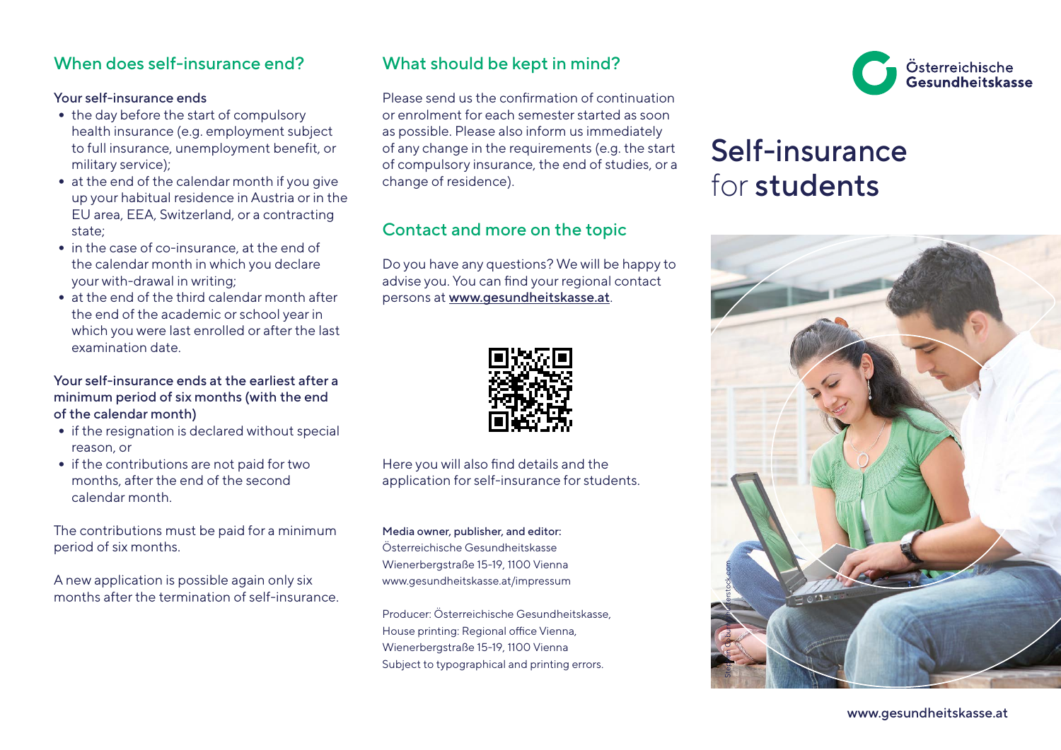## When does self-insurance end?

Your self-insurance ends

- the day before the start of compulsory health insurance (e.g. employment subject to full insurance, unemployment benefit, or military service);
- at the end of the calendar month if you give up your habitual residence in Austria or in the EU area, EEA, Switzerland, or a contracting state;
- in the case of co-insurance, at the end of the calendar month in which you declare your with-drawal in writing;
- at the end of the third calendar month after the end of the academic or school year in which you were last enrolled or after the last examination date.

Your self-insurance ends at the earliest after a minimum period of six months (with the end of the calendar month)

- if the resignation is declared without special reason, or
- if the contributions are not paid for two months, after the end of the second calendar month.

The contributions must be paid for a minimum period of six months.

A new application is possible again only six months after the termination of self-insurance.

## What should be kept in mind?

Please send us the confirmation of continuation or enrolment for each semester started as soon as possible. Please also inform us immediately of any change in the requirements (e.g. the start of compulsory insurance, the end of studies, or a change of residence).

## Contact and more on the topic

Do you have any questions? We will be happy to advise you. You can find your regional contact persons at www.gesundheitskasse.at.

Here you will also find details and the application for self-insurance for students.

**Media owner, publisher, and editor:**
Österreichische Gesundheitskasse
Wienerbergstraße 15-19, 1100 Vienna
www.gesundheitskasse.at/impressum

Producer: Österreichische Gesundheitskasse,
House printing: Regional office Vienna,
Wienerbergstraße 15-19, 1100 Vienna
Subject to typographical and printing errors.

Österreichische Gesundheitskasse

# Self-insurance for **students**

www.gesundheitskasse.at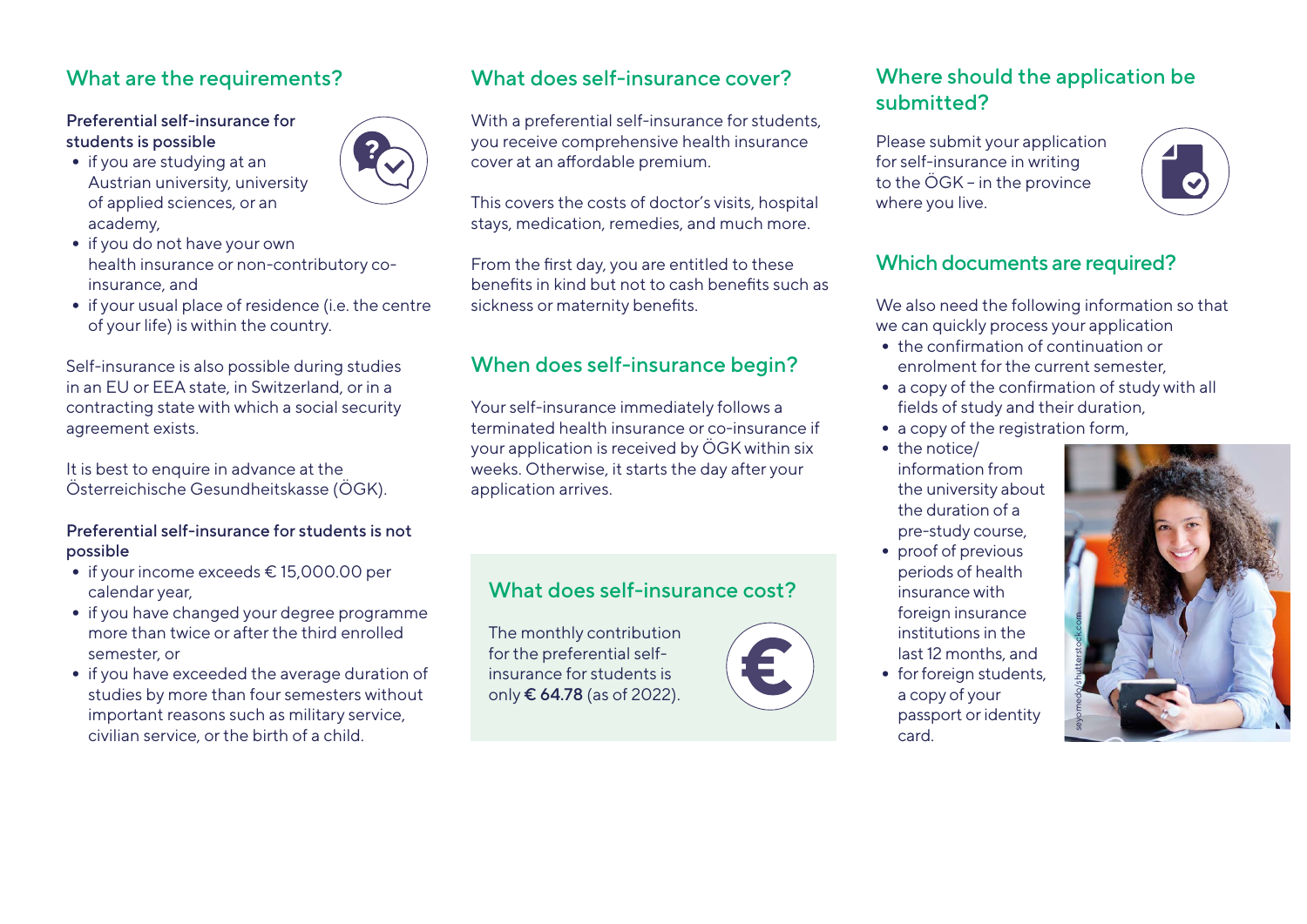## What are the requirements?

**Preferential self-insurance for students is possible**

- if you are studying at an Austrian university, university of applied sciences, or an academy,
- if you do not have your own health insurance or non-contributory co-insurance, and
- if your usual place of residence (i.e. the centre of your life) is within the country.

Self-insurance is also possible during studies in an EU or EEA state, in Switzerland, or in a contracting state with which a social security agreement exists.

It is best to enquire in advance at the Österreichische Gesundheitskasse (ÖGK).

**Preferential self-insurance for students is not possible**

- if your income exceeds € 15,000.00 per calendar year,
- if you have changed your degree programme more than twice or after the third enrolled semester, or
- if you have exceeded the average duration of studies by more than four semesters without important reasons such as military service, civilian service, or the birth of a child.

## What does self-insurance cover?

With a preferential self-insurance for students, you receive comprehensive health insurance cover at an affordable premium.

This covers the costs of doctor's visits, hospital stays, medication, remedies, and much more.

From the first day, you are entitled to these benefits in kind but not to cash benefits such as sickness or maternity benefits.

## When does self-insurance begin?

Your self-insurance immediately follows a terminated health insurance or co-insurance if your application is received by ÖGK within six weeks. Otherwise, it starts the day after your application arrives.

## What does self-insurance cost?

The monthly contribution for the preferential self-insurance for students is only **€ 64.78** (as of 2022).

## Where should the application be submitted?

Please submit your application for self-insurance in writing to the ÖGK – in the province where you live.

## Which documents are required?

We also need the following information so that we can quickly process your application

- the confirmation of continuation or enrolment for the current semester,
- a copy of the confirmation of study with all fields of study and their duration,
- a copy of the registration form,
- the notice/information from the university about the duration of a pre-study course,
- proof of previous periods of health insurance with foreign insurance institutions in the last 12 months, and
- for foreign students, a copy of your passport or identity card.

seyomedo/shutterstock.com